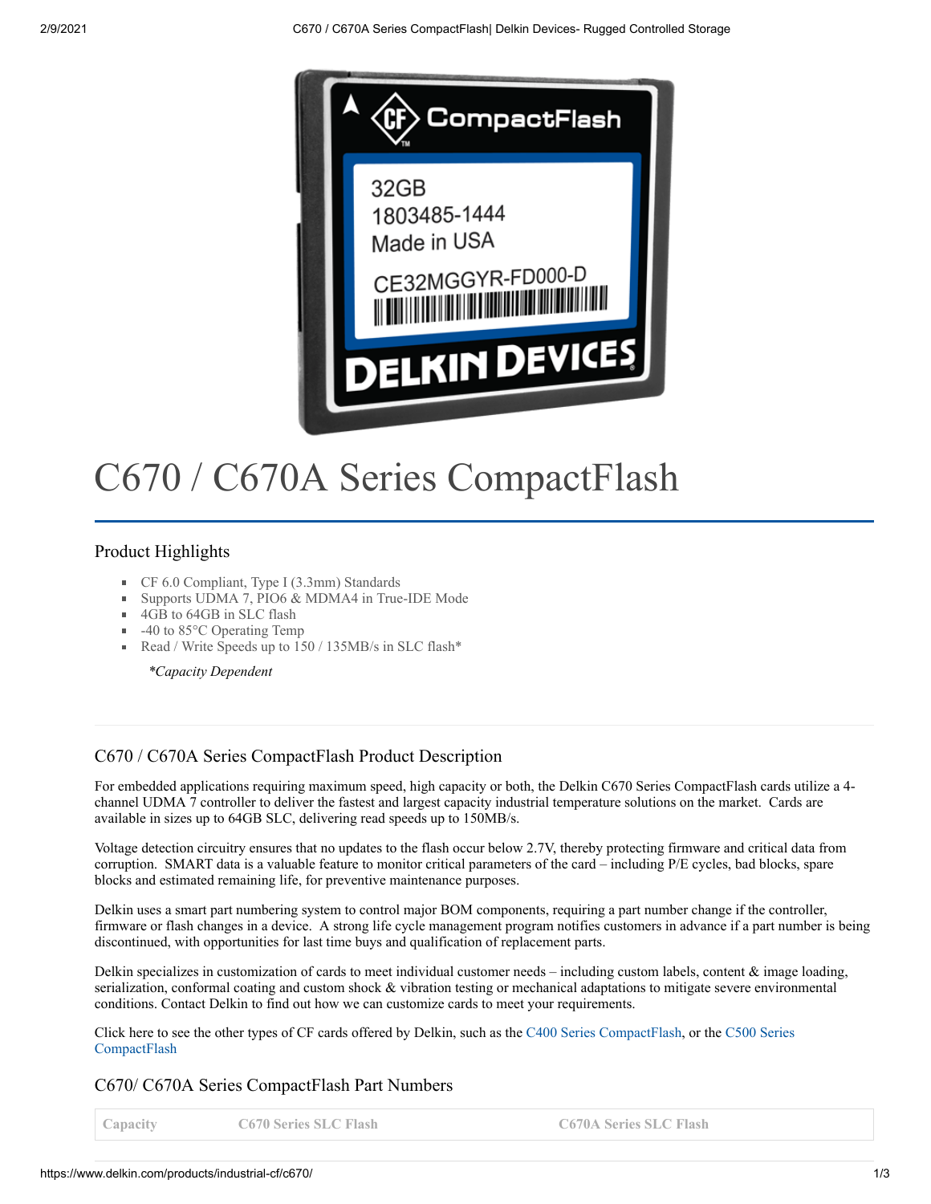# C670 / C670A Series CompactFlash

### Product Highlights

- CF 6.0 Compliant, Type I (3.3mm) Standards
- Supports UDMA 7, PIO6 & MDMA4 in True-IDE Mode
- 4GB to 64GB in SLC flash
- -40 to 85°C Operating Temp
- Read / Write Speeds up to 150 / 135MB/s in SLC flash*

*\*Capacity Dependent*

### C670 / C670A Series CompactFlash Product Description

For embedded applications requiring maximum speed, high capacity or both, the Delkin C670 Series CompactFlash cards utilize a 4-channel UDMA 7 controller to deliver the fastest and largest capacity industrial temperature solutions on the market. Cards are available in sizes up to 64GB SLC, delivering read speeds up to 150MB/s.

Voltage detection circuitry ensures that no updates to the flash occur below 2.7V, thereby protecting firmware and critical data from corruption. SMART data is a valuable feature to monitor critical parameters of the card – including P/E cycles, bad blocks, spare blocks and estimated remaining life, for preventive maintenance purposes.

Delkin uses a smart part numbering system to control major BOM components, requiring a part number change if the controller, firmware or flash changes in a device. A strong life cycle management program notifies customers in advance if a part number is being discontinued, with opportunities for last time buys and qualification of replacement parts.

Delkin specializes in customization of cards to meet individual customer needs – including custom labels, content & image loading, serialization, conformal coating and custom shock & vibration testing or mechanical adaptations to mitigate severe environmental conditions. Contact Delkin to find out how we can customize cards to meet your requirements.

Click here to see the other types of CF cards offered by Delkin, such as the C400 Series CompactFlash, or the C500 Series CompactFlash

### C670/ C670A Series CompactFlash Part Numbers

| Capacity | C670 Series SLC Flash | C670A Series SLC Flash |
|---|---|---|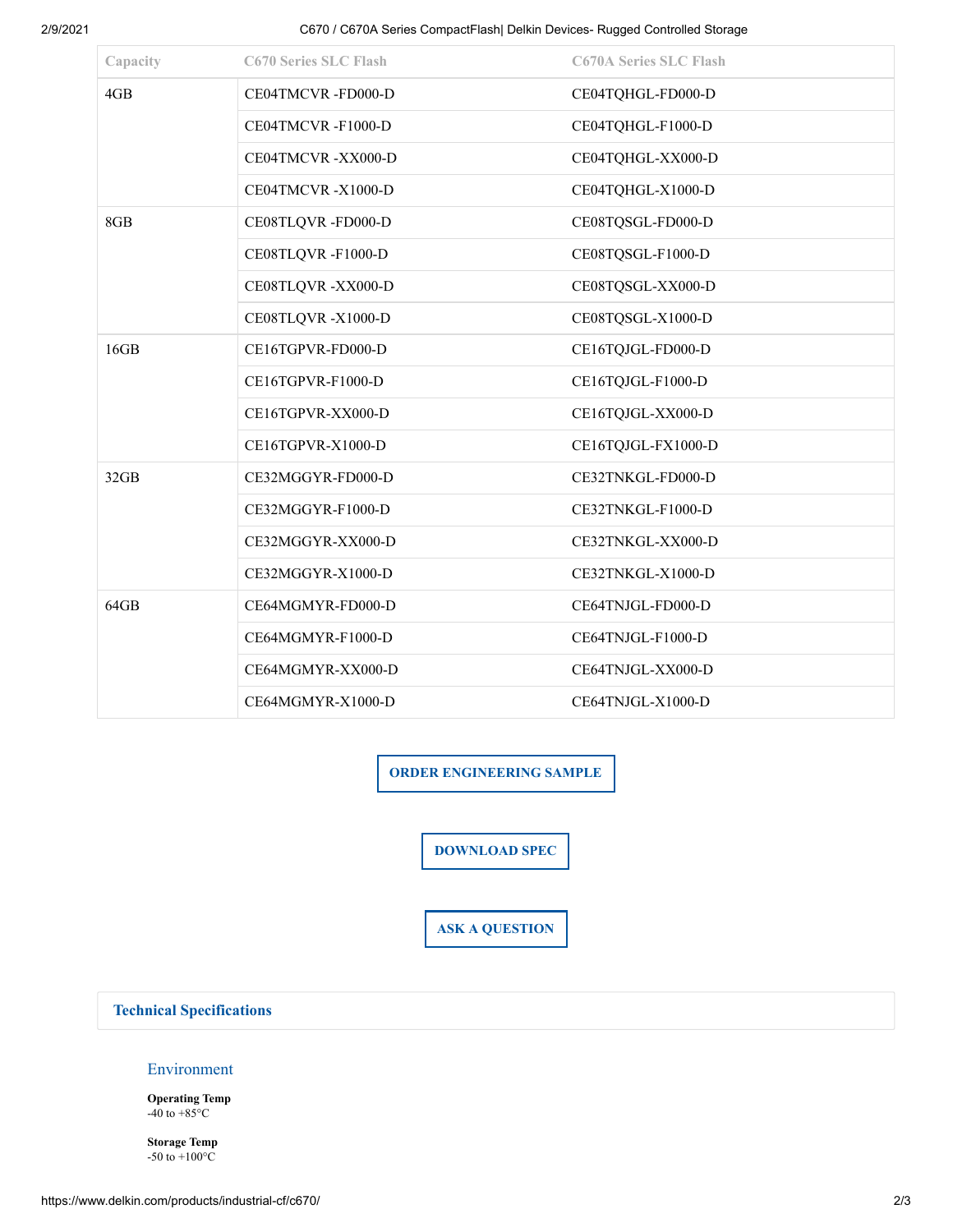| Capacity | C670 Series SLC Flash | C670A Series SLC Flash |
|---|---|---|
| 4GB | CE04TMCVR -FD000-D | CE04TQHGL-FD000-D |
| | CE04TMCVR -F1000-D | CE04TQHGL-F1000-D |
| | CE04TMCVR -XX000-D | CE04TQHGL-XX000-D |
| | CE04TMCVR -X1000-D | CE04TQHGL-X1000-D |
| 8GB | CE08TLQVR -FD000-D | CE08TQSGL-FD000-D |
| | CE08TLQVR -F1000-D | CE08TQSGL-F1000-D |
| | CE08TLQVR -XX000-D | CE08TQSGL-XX000-D |
| | CE08TLQVR -X1000-D | CE08TQSGL-X1000-D |
| 16GB | CE16TGPVR-FD000-D | CE16TQJGL-FD000-D |
| | CE16TGPVR-F1000-D | CE16TQJGL-F1000-D |
| | CE16TGPVR-XX000-D | CE16TQJGL-XX000-D |
| | CE16TGPVR-X1000-D | CE16TQJGL-FX1000-D |
| 32GB | CE32MGGYR-FD000-D | CE32TNKGL-FD000-D |
| | CE32MGGYR-F1000-D | CE32TNKGL-F1000-D |
| | CE32MGGYR-XX000-D | CE32TNKGL-XX000-D |
| | CE32MGGYR-X1000-D | CE32TNKGL-X1000-D |
| 64GB | CE64MGMYR-FD000-D | CE64TNJGL-FD000-D |
| | CE64MGMYR-F1000-D | CE64TNJGL-F1000-D |
| | CE64MGMYR-XX000-D | CE64TNJGL-XX000-D |
| | CE64MGMYR-X1000-D | CE64TNJGL-X1000-D |

**ORDER ENGINEERING SAMPLE**

**DOWNLOAD SPEC**

**ASK A QUESTION**

## Technical Specifications

### Environment

**Operating Temp**
-40 to +85°C

**Storage Temp**
-50 to +100°C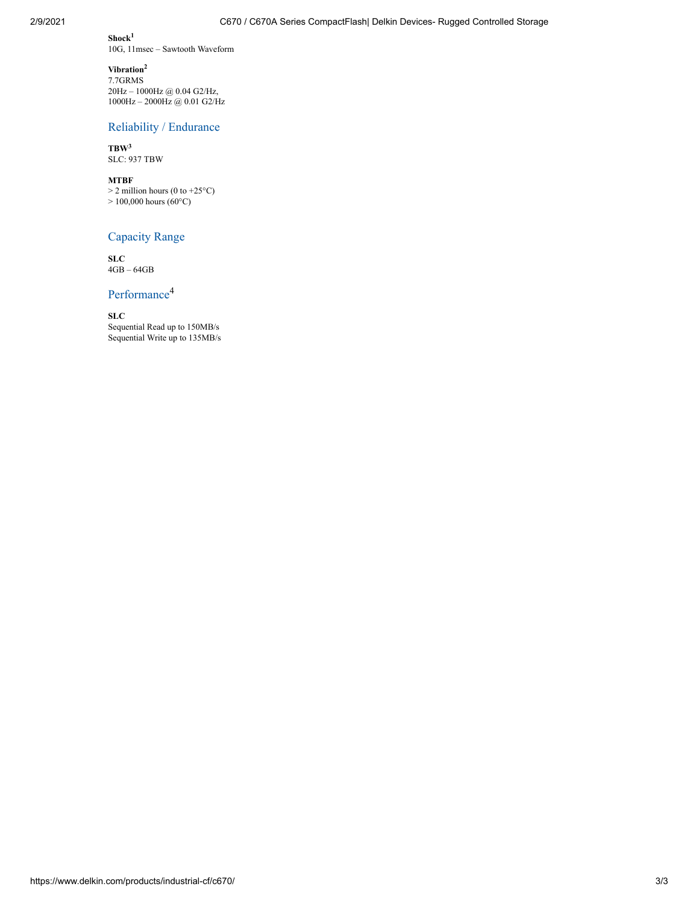**Shock**[1]
10G, 11msec – Sawtooth Waveform

**Vibration**[2]
7.7GRMS
20Hz – 1000Hz @ 0.04 G2/Hz,
1000Hz – 2000Hz @ 0.01 G2/Hz

## Reliability / Endurance

**TBW**[3]
SLC: 937 TBW

**MTBF**
> 2 million hours (0 to +25°C)
> 100,000 hours (60°C)

## Capacity Range

**SLC**
4GB – 64GB

## Performance[4]

**SLC**
Sequential Read up to 150MB/s
Sequential Write up to 135MB/s